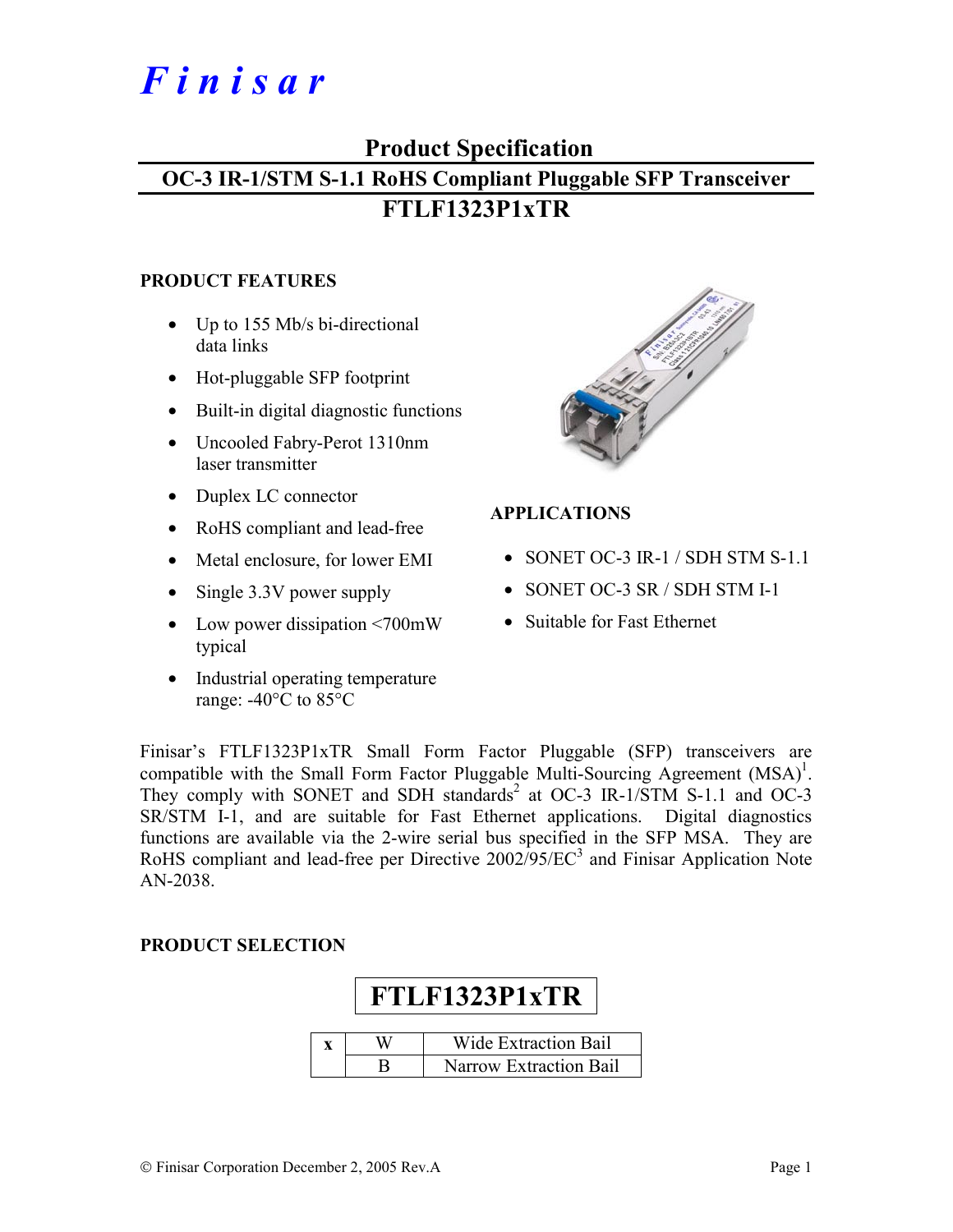# Finisar

## Product Specification

## OC-3 IR-1/STM S-1.1 RoHS Compliant Pluggable SFP Transceiver

## FTLF1323P1xTR

### PRODUCT FEATURES

- Up to 155 Mb/s bi-directional data links
- Hot-pluggable SFP footprint
- Built-in digital diagnostic functions
- Uncooled Fabry-Perot 1310nm laser transmitter
- Duplex LC connector
- RoHS compliant and lead-free
- Metal enclosure, for lower EMI
- Single 3.3V power supply
- Low power dissipation <700mW typical
- Industrial operating temperature range: -40°C to 85°C

### APPLICATIONS

- SONET OC-3 IR-1 / SDH STM S-1.1
- SONET OC-3 SR / SDH STM I-1
- Suitable for Fast Ethernet

Finisar's FTLF1323P1xTR Small Form Factor Pluggable (SFP) transceivers are compatible with the Small Form Factor Pluggable Multi-Sourcing Agreement (MSA)[1]. They comply with SONET and SDH standards[2] at OC-3 IR-1/STM S-1.1 and OC-3 SR/STM I-1, and are suitable for Fast Ethernet applications. Digital diagnostics functions are available via the 2-wire serial bus specified in the SFP MSA. They are RoHS compliant and lead-free per Directive 2002/95/EC[3] and Finisar Application Note AN-2038.

### PRODUCT SELECTION

**FTLF1323P1xTR**

| x | | |
|---|---|---|
| | W | Wide Extraction Bail |
| | B | Narrow Extraction Bail |

© Finisar Corporation December 2, 2005 Rev.A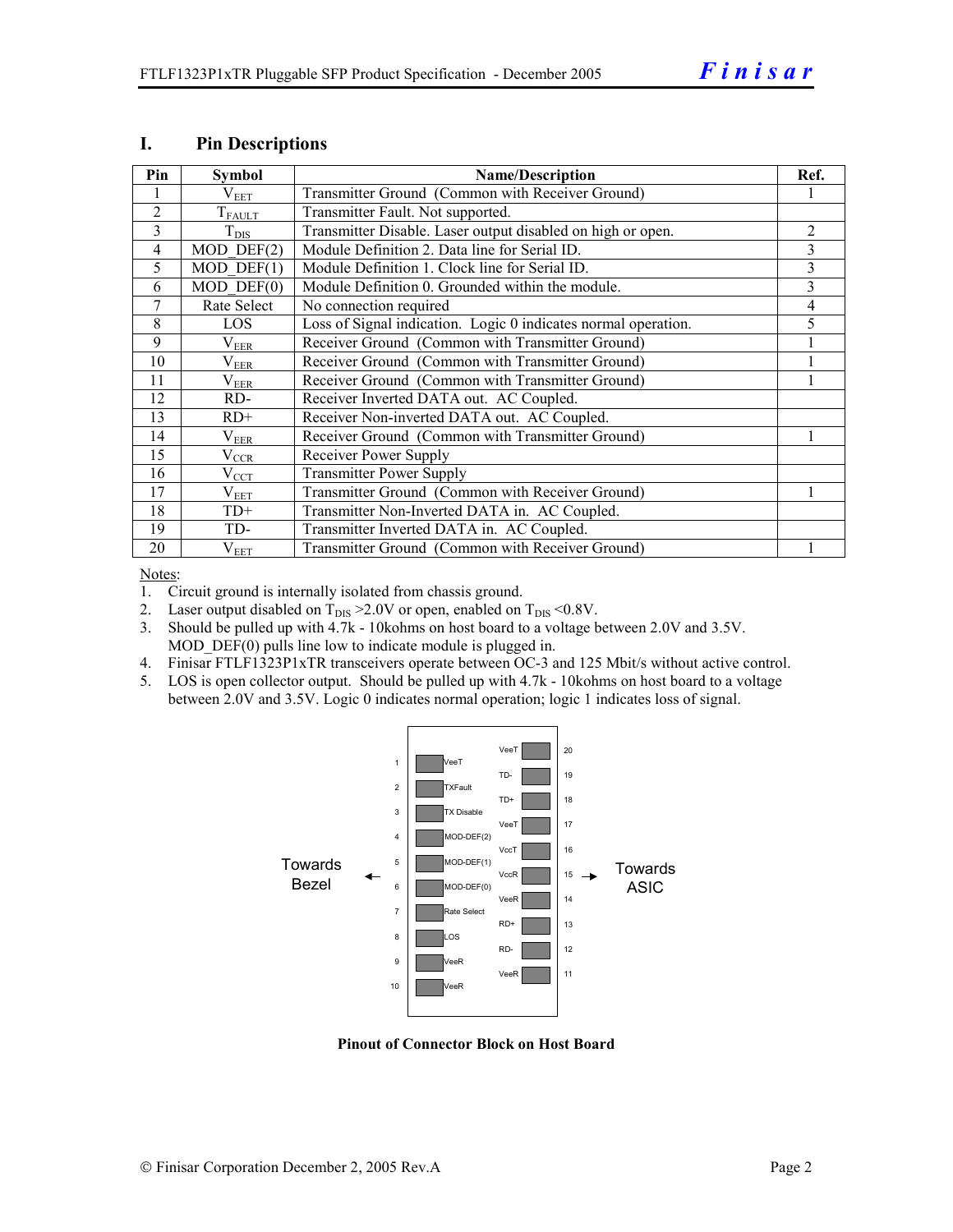## I. Pin Descriptions

| Pin | Symbol | Name/Description | Ref. |
|---|---|---|---|
| 1 | $V_{EET}$ | Transmitter Ground (Common with Receiver Ground) | 1 |
| 2 | $T_{FAULT}$ | Transmitter Fault. Not supported. | |
| 3 | $T_{DIS}$ | Transmitter Disable. Laser output disabled on high or open. | 2 |
| 4 | MOD_DEF(2) | Module Definition 2. Data line for Serial ID. | 3 |
| 5 | MOD_DEF(1) | Module Definition 1. Clock line for Serial ID. | 3 |
| 6 | MOD_DEF(0) | Module Definition 0. Grounded within the module. | 3 |
| 7 | Rate Select | No connection required | 4 |
| 8 | LOS | Loss of Signal indication. Logic 0 indicates normal operation. | 5 |
| 9 | $V_{EER}$ | Receiver Ground (Common with Transmitter Ground) | 1 |
| 10 | $V_{EER}$ | Receiver Ground (Common with Transmitter Ground) | 1 |
| 11 | $V_{EER}$ | Receiver Ground (Common with Transmitter Ground) | 1 |
| 12 | RD- | Receiver Inverted DATA out. AC Coupled. | |
| 13 | RD+ | Receiver Non-inverted DATA out. AC Coupled. | |
| 14 | $V_{EER}$ | Receiver Ground (Common with Transmitter Ground) | 1 |
| 15 | $V_{CCR}$ | Receiver Power Supply | |
| 16 | $V_{CCT}$ | Transmitter Power Supply | |
| 17 | $V_{EET}$ | Transmitter Ground (Common with Receiver Ground) | 1 |
| 18 | TD+ | Transmitter Non-Inverted DATA in. AC Coupled. | |
| 19 | TD- | Transmitter Inverted DATA in. AC Coupled. | |
| 20 | $V_{EET}$ | Transmitter Ground (Common with Receiver Ground) | 1 |

Notes:

1. Circuit ground is internally isolated from chassis ground.
2. Laser output disabled on $T_{DIS}$ >2.0V or open, enabled on $T_{DIS}$ <0.8V.
3. Should be pulled up with 4.7k - 10kohms on host board to a voltage between 2.0V and 3.5V. MOD_DEF(0) pulls line low to indicate module is plugged in.
4. Finisar FTLF1323P1xTR transceivers operate between OC-3 and 125 Mbit/s without active control.
5. LOS is open collector output. Should be pulled up with 4.7k - 10kohms on host board to a voltage between 2.0V and 3.5V. Logic 0 indicates normal operation; logic 1 indicates loss of signal.

| Pin | Signal | Signal | Pin |
|---|---|---|---|
| | | VeeT | 20 |
| 1 | VeeT | TD- | 19 |
| 2 | TXFault | TD+ | 18 |
| 3 | TX Disable | VeeT | 17 |
| 4 | MOD-DEF(2) | VccT | 16 |
| 5 | MOD-DEF(1) | VccR | 15 |
| 6 | MOD-DEF(0) | VeeR | 14 |
| 7 | Rate Select | RD+ | 13 |
| 8 | LOS | RD- | 12 |
| 9 | VeeR | VeeR | 11 |
| 10 | VeeR | | |

Towards Bezel ← → Towards ASIC

**Pinout of Connector Block on Host Board**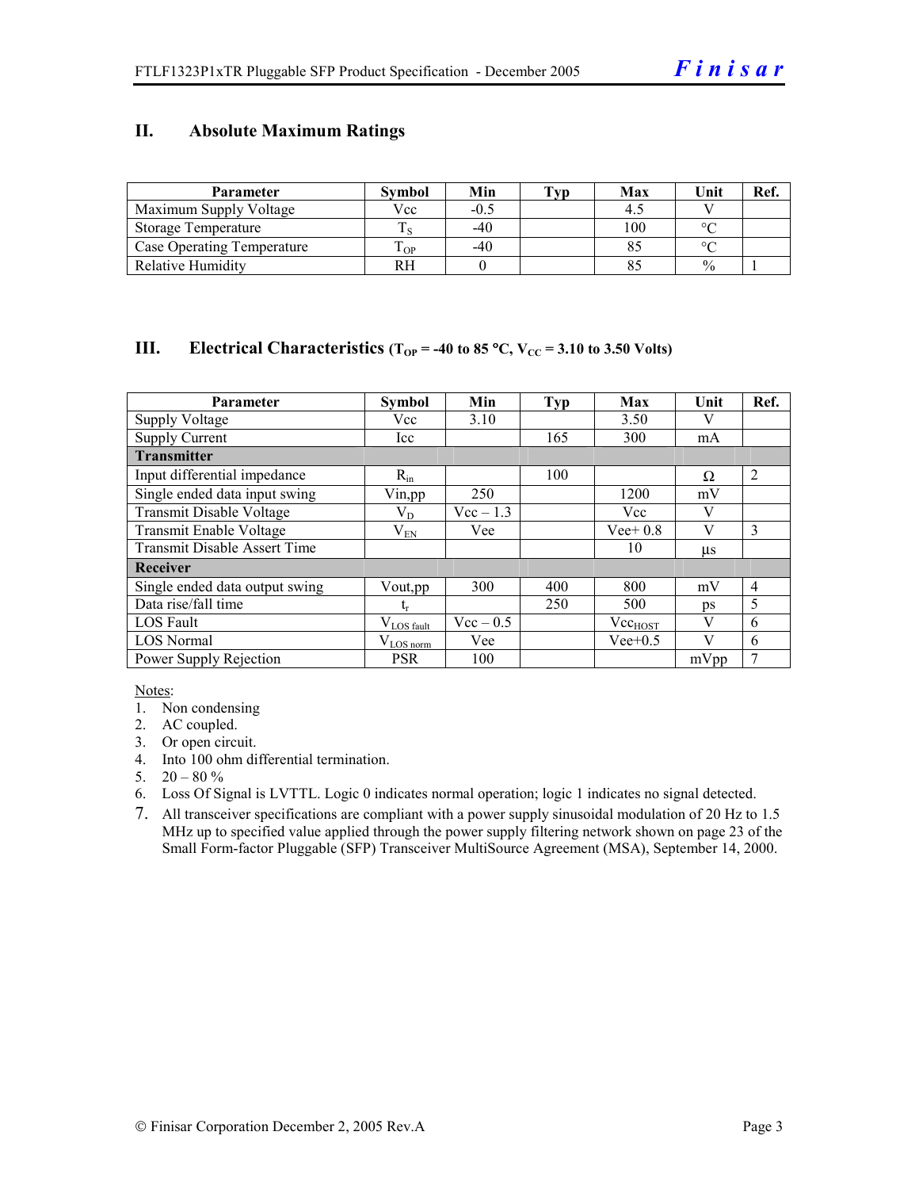## II. Absolute Maximum Ratings

| Parameter | Symbol | Min | Typ | Max | Unit | Ref. |
|---|---|---|---|---|---|---|
| Maximum Supply Voltage | Vcc | -0.5 | | 4.5 | V | |
| Storage Temperature | $T_S$ | -40 | | 100 | °C | |
| Case Operating Temperature | $T_{OP}$ | -40 | | 85 | °C | |
| Relative Humidity | RH | 0 | | 85 | % | 1 |

## III. Electrical Characteristics ($T_{OP}$ = -40 to 85 °C, $V_{CC}$ = 3.10 to 3.50 Volts)

| Parameter | Symbol | Min | Typ | Max | Unit | Ref. |
|---|---|---|---|---|---|---|
| Supply Voltage | Vcc | 3.10 | | 3.50 | V | |
| Supply Current | Icc | | 165 | 300 | mA | |
| **Transmitter** | | | | | | |
| Input differential impedance | $R_{in}$ | | 100 | | Ω | 2 |
| Single ended data input swing | Vin,pp | 250 | | 1200 | mV | |
| Transmit Disable Voltage | $V_D$ | Vcc – 1.3 | | Vcc | V | |
| Transmit Enable Voltage | $V_{EN}$ | Vee | | Vee+ 0.8 | V | 3 |
| Transmit Disable Assert Time | | | | 10 | µs | |
| **Receiver** | | | | | | |
| Single ended data output swing | Vout,pp | 300 | 400 | 800 | mV | 4 |
| Data rise/fall time | $t_r$ | | 250 | 500 | ps | 5 |
| LOS Fault | $V_{LOS\ fault}$ | Vcc – 0.5 | | $Vcc_{HOST}$ | V | 6 |
| LOS Normal | $V_{LOS\ norm}$ | Vee | | Vee+0.5 | V | 6 |
| Power Supply Rejection | PSR | 100 | | | mVpp | 7 |

Notes:
1. Non condensing
2. AC coupled.
3. Or open circuit.
4. Into 100 ohm differential termination.
5. 20 – 80 %
6. Loss Of Signal is LVTTL. Logic 0 indicates normal operation; logic 1 indicates no signal detected.
7. All transceiver specifications are compliant with a power supply sinusoidal modulation of 20 Hz to 1.5 MHz up to specified value applied through the power supply filtering network shown on page 23 of the Small Form-factor Pluggable (SFP) Transceiver MultiSource Agreement (MSA), September 14, 2000.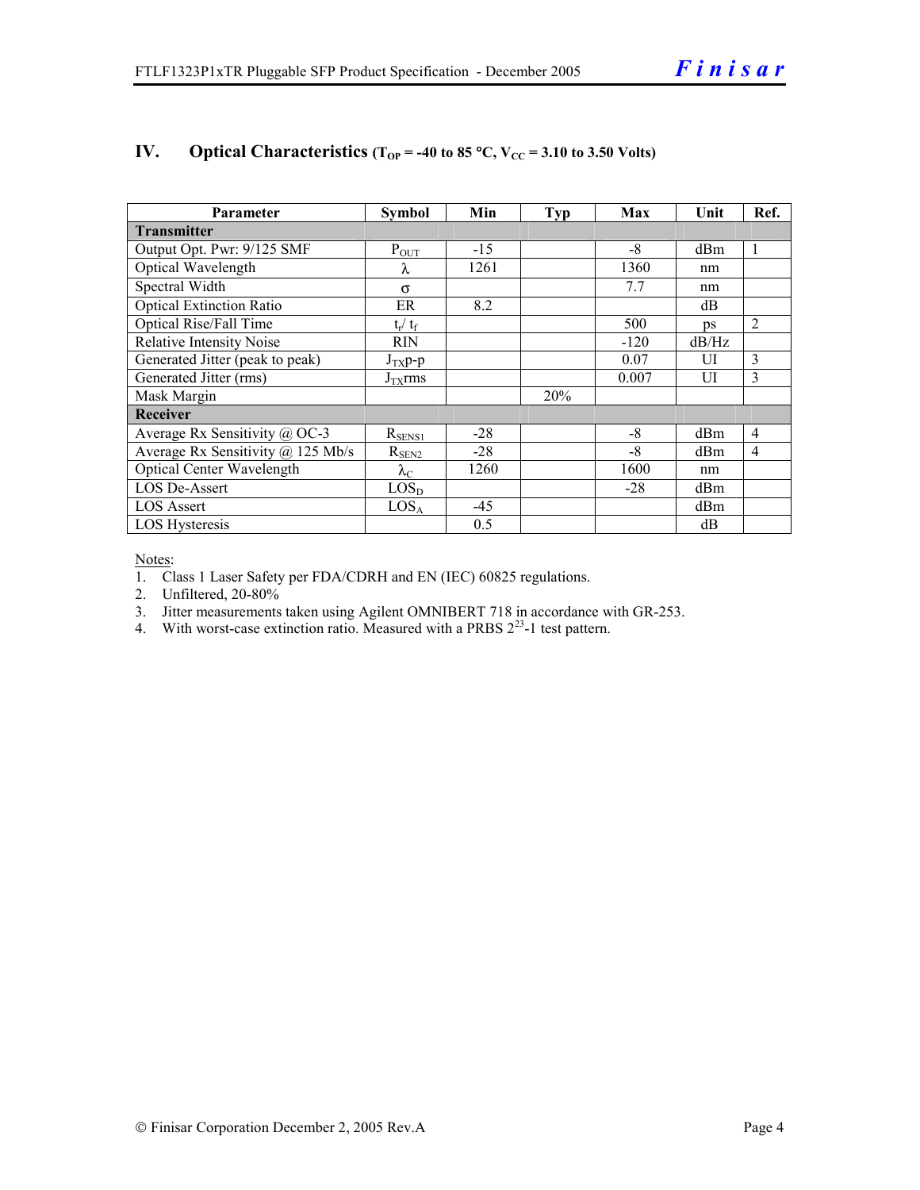## IV. Optical Characteristics ($T_{OP}$ = -40 to 85 °C, $V_{CC}$ = 3.10 to 3.50 Volts)

| Parameter | Symbol | Min | Typ | Max | Unit | Ref. |
|---|---|---|---|---|---|---|
| **Transmitter** | | | | | | |
| Output Opt. Pwr: 9/125 SMF | $P_{OUT}$ | -15 | | -8 | dBm | 1 |
| Optical Wavelength | $\lambda$ | 1261 | | 1360 | nm | |
| Spectral Width | $\sigma$ | | | 7.7 | nm | |
| Optical Extinction Ratio | ER | 8.2 | | | dB | |
| Optical Rise/Fall Time | $t_r$/ $t_f$ | | | 500 | ps | 2 |
| Relative Intensity Noise | RIN | | | -120 | dB/Hz | |
| Generated Jitter (peak to peak) | $J_{TX}$p-p | | | 0.07 | UI | 3 |
| Generated Jitter (rms) | $J_{TX}$rms | | | 0.007 | UI | 3 |
| Mask Margin | | | 20% | | | |
| **Receiver** | | | | | | |
| Average Rx Sensitivity @ OC-3 | $R_{SENS1}$ | -28 | | -8 | dBm | 4 |
| Average Rx Sensitivity @ 125 Mb/s | $R_{SEN2}$ | -28 | | -8 | dBm | 4 |
| Optical Center Wavelength | $\lambda_C$ | 1260 | | 1600 | nm | |
| LOS De-Assert | $LOS_D$ | | | -28 | dBm | |
| LOS Assert | $LOS_A$ | -45 | | | dBm | |
| LOS Hysteresis | | 0.5 | | | dB | |

Notes:

1. Class 1 Laser Safety per FDA/CDRH and EN (IEC) 60825 regulations.
2. Unfiltered, 20-80%
3. Jitter measurements taken using Agilent OMNIBERT 718 in accordance with GR-253.
4. With worst-case extinction ratio. Measured with a PRBS $2^{23}$-1 test pattern.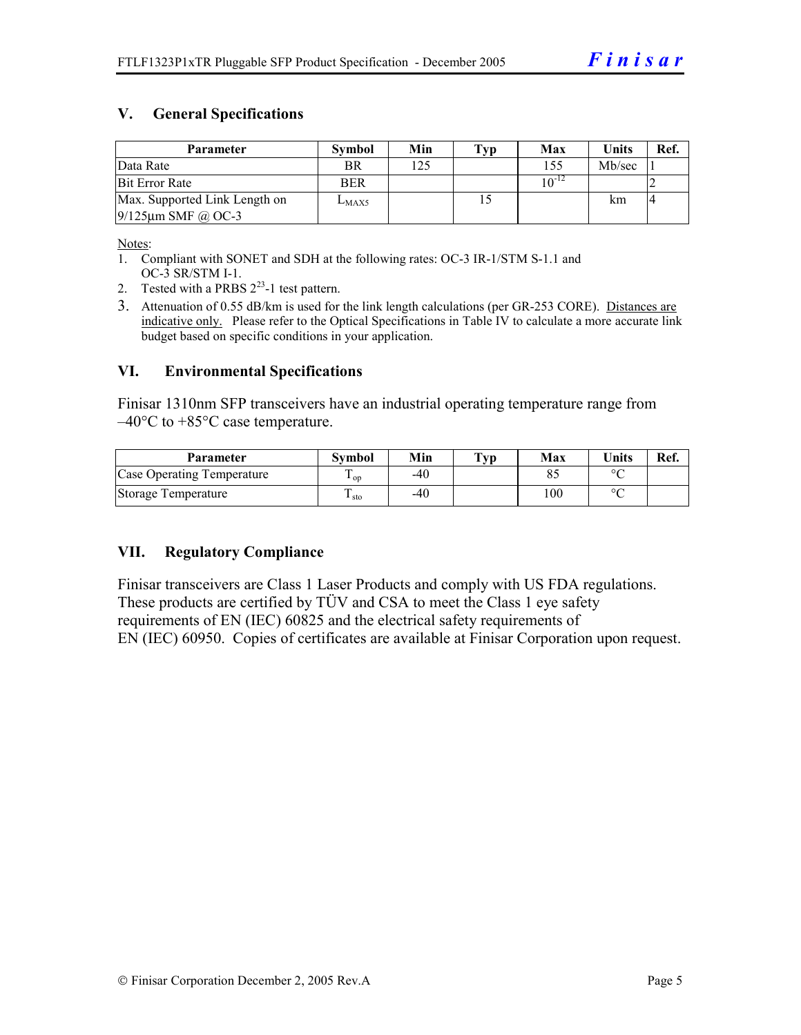## V. General Specifications

| Parameter | Symbol | Min | Typ | Max | Units | Ref. |
|---|---|---|---|---|---|---|
| Data Rate | BR | 125 | | 155 | Mb/sec | 1 |
| Bit Error Rate | BER | | | $10^{-12}$ | | 2 |
| Max. Supported Link Length on 9/125µm SMF @ OC-3 | $L_{MAX5}$ | | 15 | | km | 4 |

Notes:

1. Compliant with SONET and SDH at the following rates: OC-3 IR-1/STM S-1.1 and OC-3 SR/STM I-1.
2. Tested with a PRBS $2^{23}$-1 test pattern.
3. Attenuation of 0.55 dB/km is used for the link length calculations (per GR-253 CORE). Distances are indicative only. Please refer to the Optical Specifications in Table IV to calculate a more accurate link budget based on specific conditions in your application.

## VI. Environmental Specifications

Finisar 1310nm SFP transceivers have an industrial operating temperature range from –40°C to +85°C case temperature.

| Parameter | Symbol | Min | Typ | Max | Units | Ref. |
|---|---|---|---|---|---|---|
| Case Operating Temperature | $T_{op}$ | -40 | | 85 | °C | |
| Storage Temperature | $T_{sto}$ | -40 | | 100 | °C | |

## VII. Regulatory Compliance

Finisar transceivers are Class 1 Laser Products and comply with US FDA regulations. These products are certified by TÜV and CSA to meet the Class 1 eye safety requirements of EN (IEC) 60825 and the electrical safety requirements of EN (IEC) 60950. Copies of certificates are available at Finisar Corporation upon request.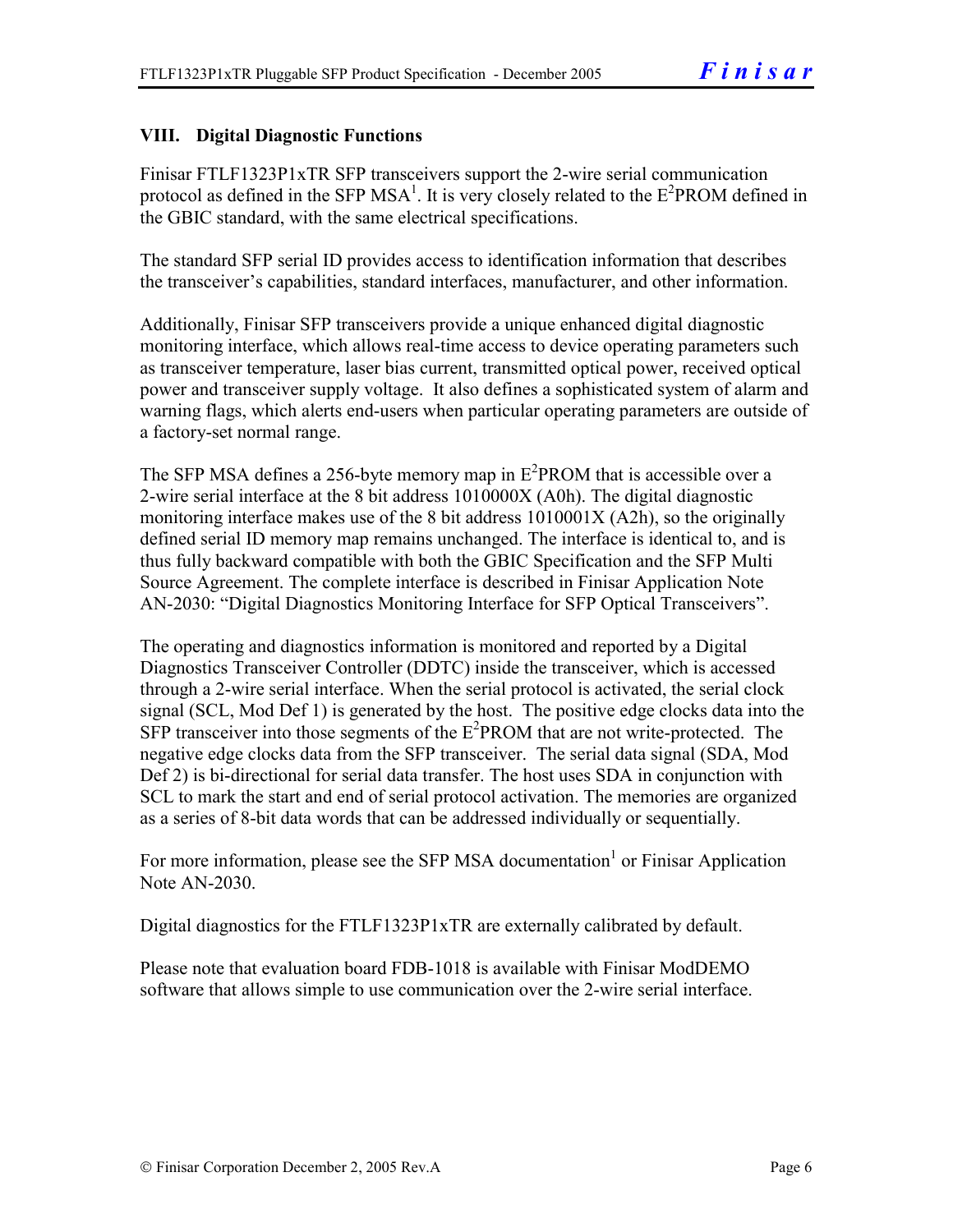## VIII. Digital Diagnostic Functions

Finisar FTLF1323P1xTR SFP transceivers support the 2-wire serial communication protocol as defined in the SFP MSA[1]. It is very closely related to the $E^2$PROM defined in the GBIC standard, with the same electrical specifications.

The standard SFP serial ID provides access to identification information that describes the transceiver's capabilities, standard interfaces, manufacturer, and other information.

Additionally, Finisar SFP transceivers provide a unique enhanced digital diagnostic monitoring interface, which allows real-time access to device operating parameters such as transceiver temperature, laser bias current, transmitted optical power, received optical power and transceiver supply voltage. It also defines a sophisticated system of alarm and warning flags, which alerts end-users when particular operating parameters are outside of a factory-set normal range.

The SFP MSA defines a 256-byte memory map in $E^2$PROM that is accessible over a 2-wire serial interface at the 8 bit address 1010000X (A0h). The digital diagnostic monitoring interface makes use of the 8 bit address 1010001X (A2h), so the originally defined serial ID memory map remains unchanged. The interface is identical to, and is thus fully backward compatible with both the GBIC Specification and the SFP Multi Source Agreement. The complete interface is described in Finisar Application Note AN-2030: "Digital Diagnostics Monitoring Interface for SFP Optical Transceivers".

The operating and diagnostics information is monitored and reported by a Digital Diagnostics Transceiver Controller (DDTC) inside the transceiver, which is accessed through a 2-wire serial interface. When the serial protocol is activated, the serial clock signal (SCL, Mod Def 1) is generated by the host. The positive edge clocks data into the SFP transceiver into those segments of the $E^2$PROM that are not write-protected. The negative edge clocks data from the SFP transceiver. The serial data signal (SDA, Mod Def 2) is bi-directional for serial data transfer. The host uses SDA in conjunction with SCL to mark the start and end of serial protocol activation. The memories are organized as a series of 8-bit data words that can be addressed individually or sequentially.

For more information, please see the SFP MSA documentation[1] or Finisar Application Note AN-2030.

Digital diagnostics for the FTLF1323P1xTR are externally calibrated by default.

Please note that evaluation board FDB-1018 is available with Finisar ModDEMO software that allows simple to use communication over the 2-wire serial interface.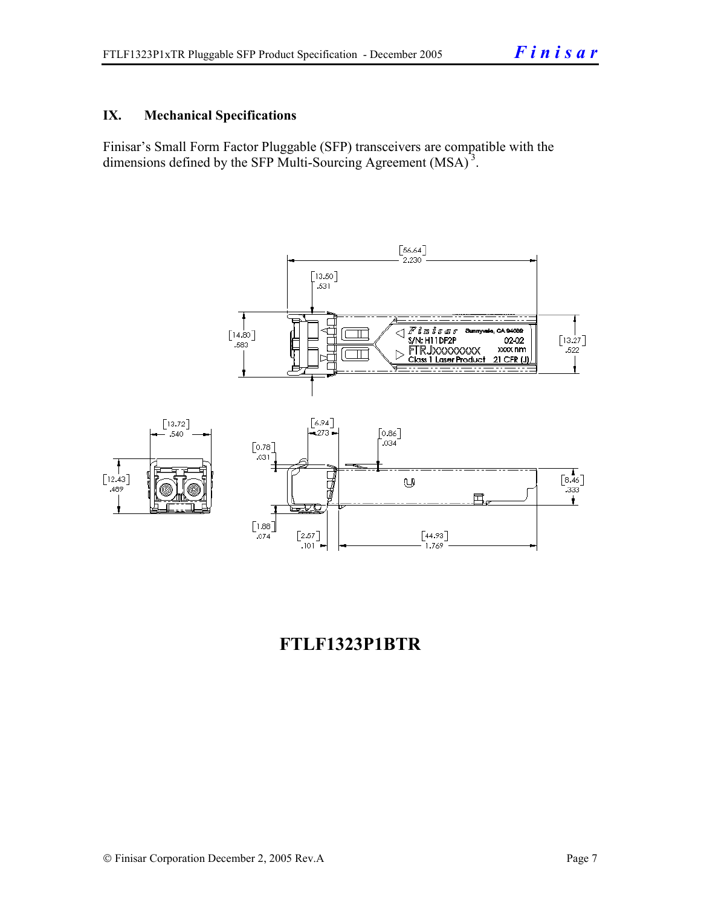## IX. Mechanical Specifications

Finisar's Small Form Factor Pluggable (SFP) transceivers are compatible with the dimensions defined by the SFP Multi-Sourcing Agreement (MSA)[3].

**FTLF1323P1BTR**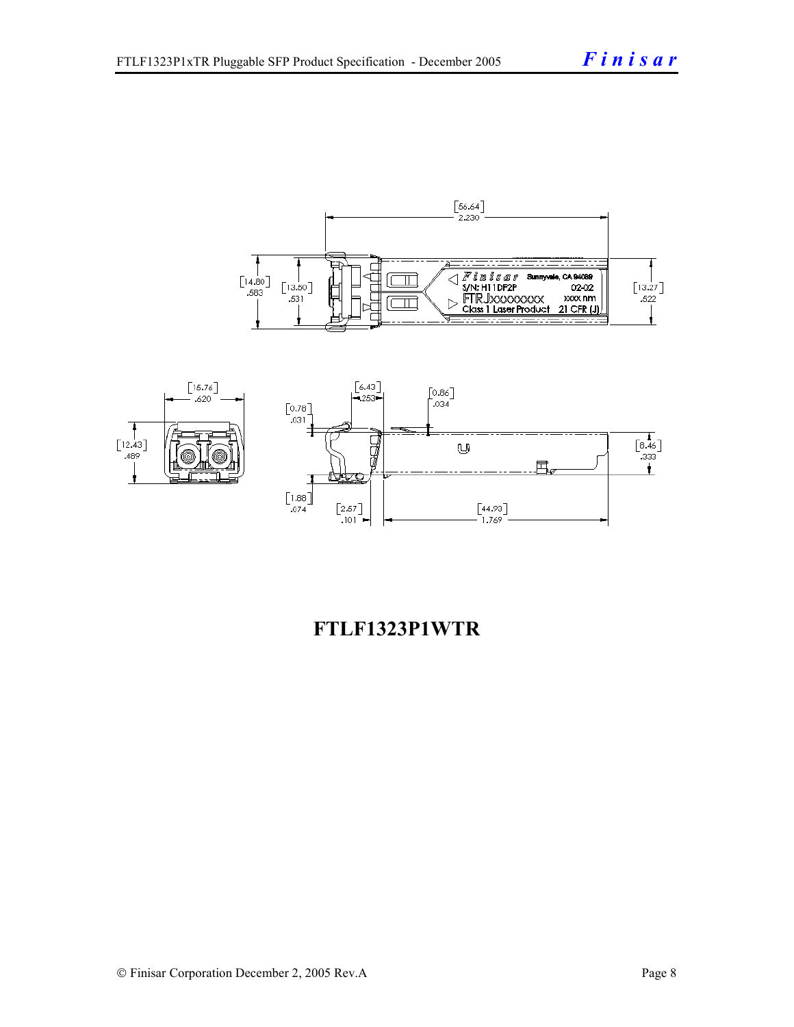**FTLF1323P1WTR**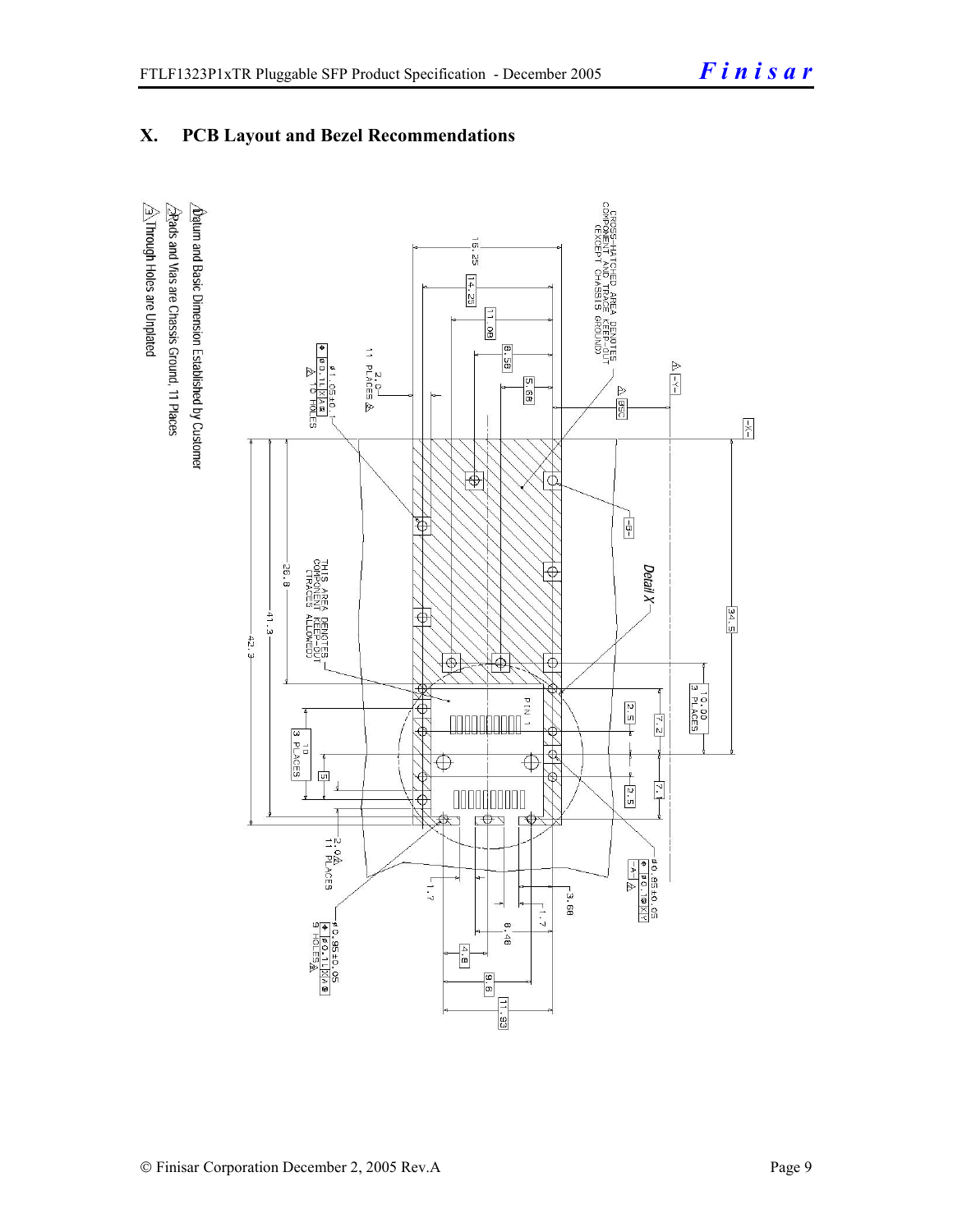## X. PCB Layout and Bezel Recommendations

1. Datum and Basic Dimension Established by Customer
2. Pads and Vias are Chassis Ground, 11 Places
3. Through Holes are Unplated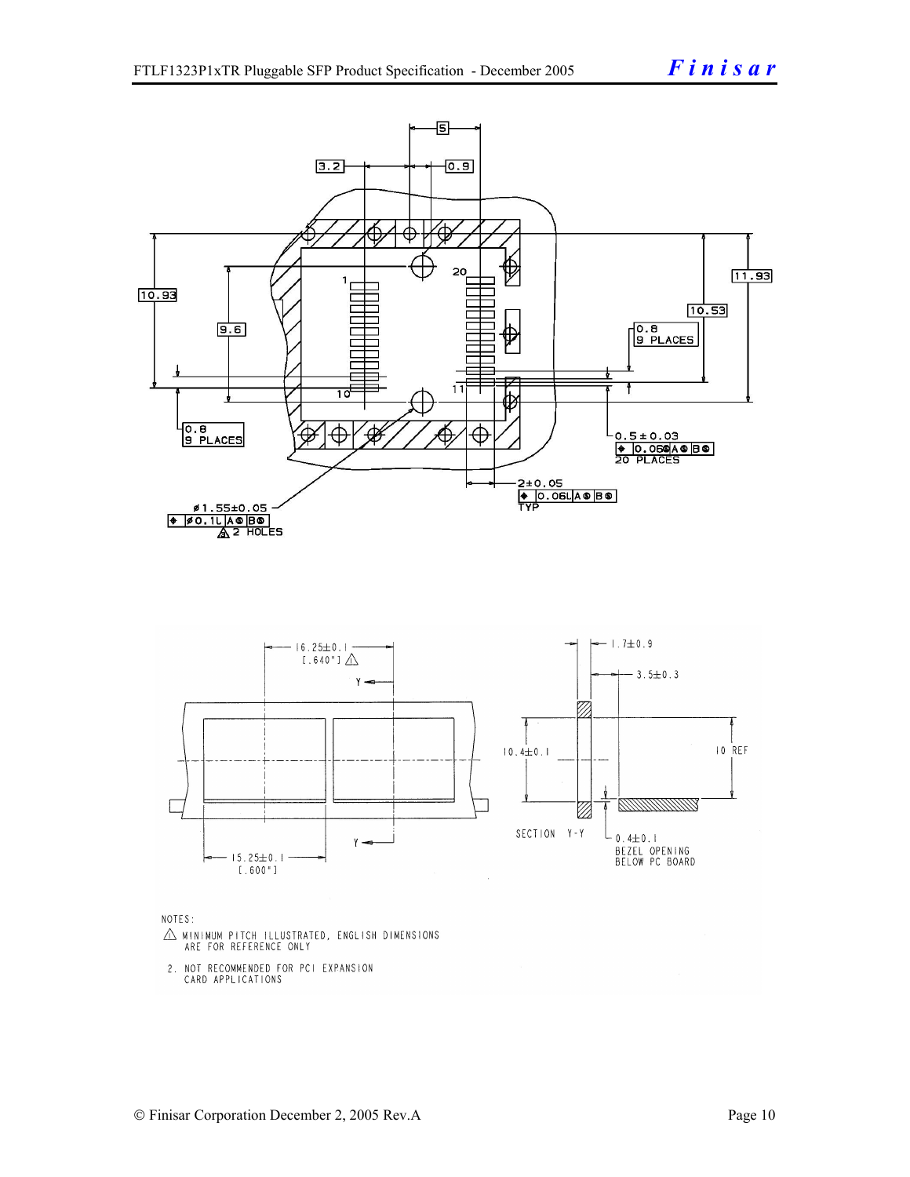NOTES:

1. MINIMUM PITCH ILLUSTRATED, ENGLISH DIMENSIONS ARE FOR REFERENCE ONLY
2. NOT RECOMMENDED FOR PCI EXPANSION CARD APPLICATIONS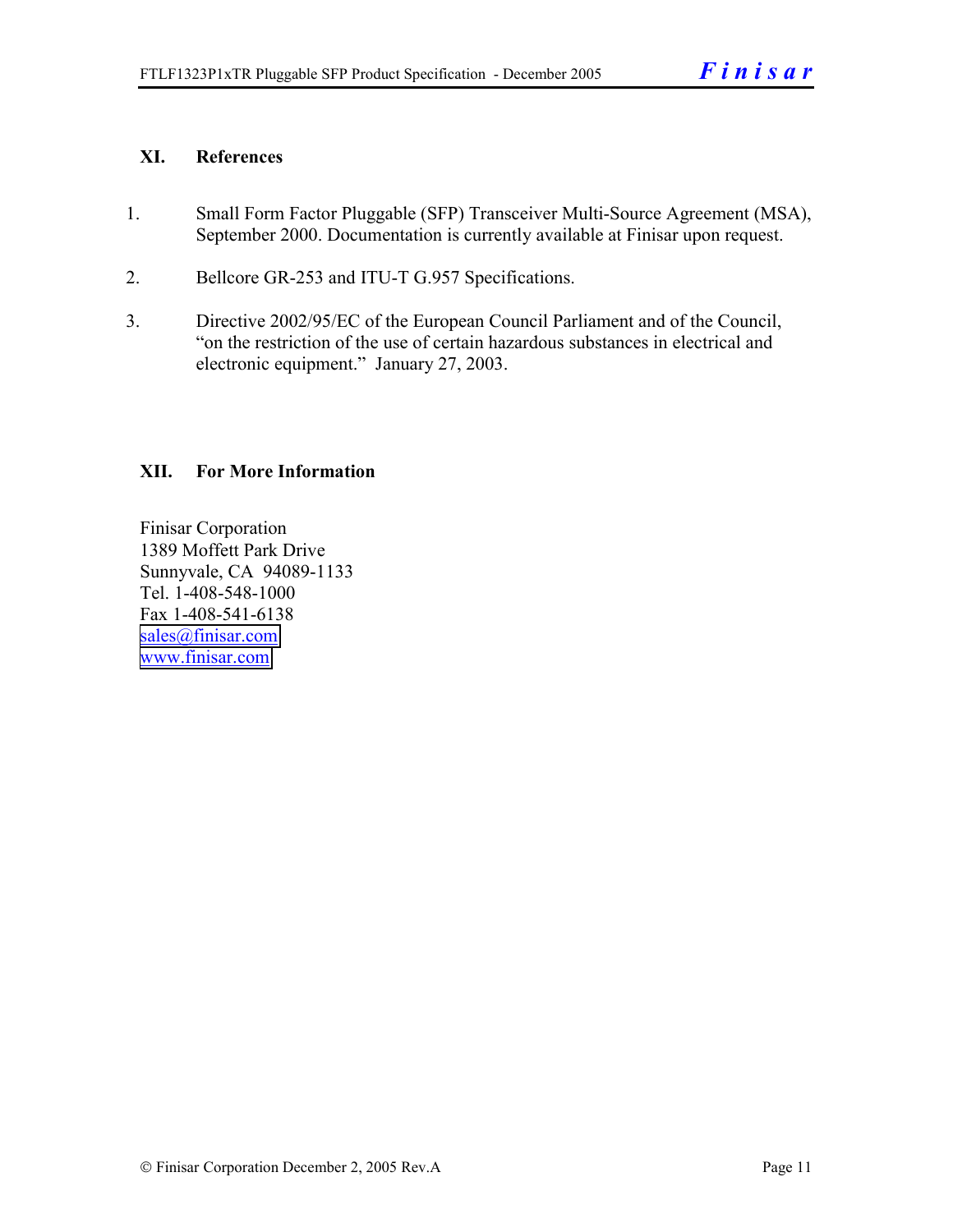## XI. References

1. Small Form Factor Pluggable (SFP) Transceiver Multi-Source Agreement (MSA), September 2000. Documentation is currently available at Finisar upon request.
2. Bellcore GR-253 and ITU-T G.957 Specifications.
3. Directive 2002/95/EC of the European Council Parliament and of the Council, "on the restriction of the use of certain hazardous substances in electrical and electronic equipment." January 27, 2003.

## XII. For More Information

Finisar Corporation
1389 Moffett Park Drive
Sunnyvale, CA 94089-1133
Tel. 1-408-548-1000
Fax 1-408-541-6138
sales@finisar.com
www.finisar.com